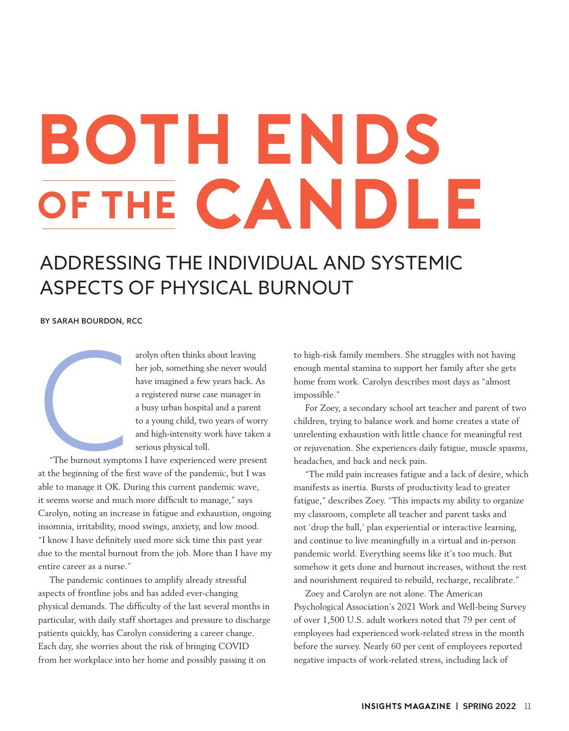# BOTH ENDS OF THE CANDLE

## ADDRESSING THE INDIVIDUAL AND SYSTEMIC ASPECTS OF PHYSICAL BURNOUT

**BY SARAH BOURDON, RCC**

Carolyn often thinks about leaving her job, something she never would have imagined a few years back. As a registered nurse case manager in a busy urban hospital and a parent to a young child, two years of worry and high-intensity work have taken a serious physical toll.

"The burnout symptoms I have experienced were present at the beginning of the first wave of the pandemic, but I was able to manage it OK. During this current pandemic wave, it seems worse and much more difficult to manage," says Carolyn, noting an increase in fatigue and exhaustion, ongoing insomnia, irritability, mood swings, anxiety, and low mood. "I know I have definitely used more sick time this past year due to the mental burnout from the job. More than I have my entire career as a nurse."

The pandemic continues to amplify already stressful aspects of frontline jobs and has added ever-changing physical demands. The difficulty of the last several months in particular, with daily staff shortages and pressure to discharge patients quickly, has Carolyn considering a career change. Each day, she worries about the risk of bringing COVID from her workplace into her home and possibly passing it on to high-risk family members. She struggles with not having enough mental stamina to support her family after she gets home from work. Carolyn describes most days as "almost impossible."

For Zoey, a secondary school art teacher and parent of two children, trying to balance work and home creates a state of unrelenting exhaustion with little chance for meaningful rest or rejuvenation. She experiences daily fatigue, muscle spasms, headaches, and back and neck pain.

"The mild pain increases fatigue and a lack of desire, which manifests as inertia. Bursts of productivity lead to greater fatigue," describes Zoey. "This impacts my ability to organize my classroom, complete all teacher and parent tasks and not 'drop the ball,' plan experiential or interactive learning, and continue to live meaningfully in a virtual and in-person pandemic world. Everything seems like it's too much. But somehow it gets done and burnout increases, without the rest and nourishment required to rebuild, recharge, recalibrate."

Zoey and Carolyn are not alone. The American Psychological Association's 2021 Work and Well-being Survey of over 1,500 U.S. adult workers noted that 79 per cent of employees had experienced work-related stress in the month before the survey. Nearly 60 per cent of employees reported negative impacts of work-related stress, including lack of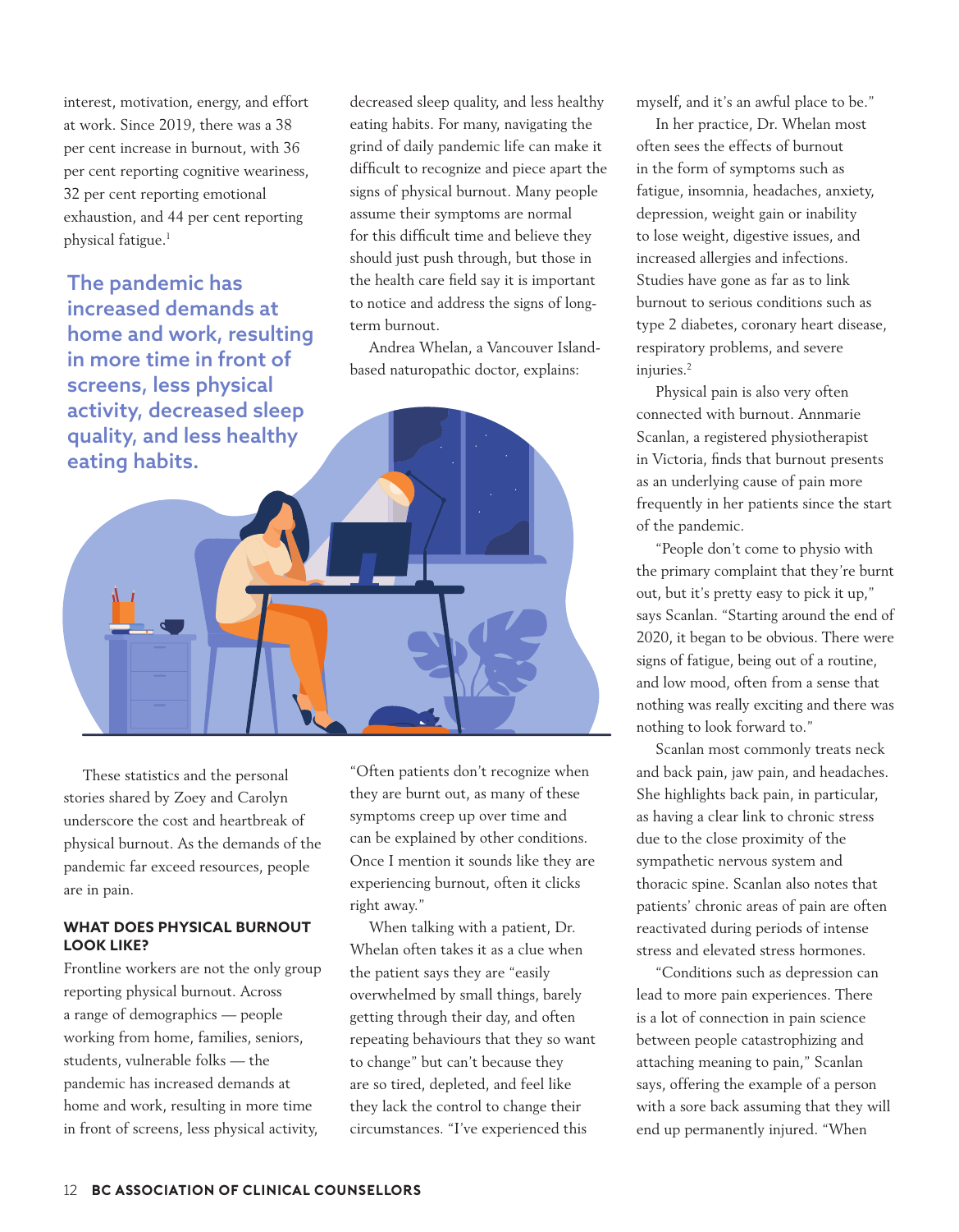interest, motivation, energy, and effort at work. Since 2019, there was a 38 per cent increase in burnout, with 36 per cent reporting cognitive weariness, 32 per cent reporting emotional exhaustion, and 44 per cent reporting physical fatigue.[1]

> **The pandemic has increased demands at home and work, resulting in more time in front of screens, less physical activity, decreased sleep quality, and less healthy eating habits.**

These statistics and the personal stories shared by Zoey and Carolyn underscore the cost and heartbreak of physical burnout. As the demands of the pandemic far exceed resources, people are in pain.

### WHAT DOES PHYSICAL BURNOUT LOOK LIKE?

Frontline workers are not the only group reporting physical burnout. Across a range of demographics — people working from home, families, seniors, students, vulnerable folks — the pandemic has increased demands at home and work, resulting in more time in front of screens, less physical activity, decreased sleep quality, and less healthy eating habits. For many, navigating the grind of daily pandemic life can make it difficult to recognize and piece apart the signs of physical burnout. Many people assume their symptoms are normal for this difficult time and believe they should just push through, but those in the health care field say it is important to notice and address the signs of long-term burnout.

Andrea Whelan, a Vancouver Island-based naturopathic doctor, explains: "Often patients don't recognize when they are burnt out, as many of these symptoms creep up over time and can be explained by other conditions. Once I mention it sounds like they are experiencing burnout, often it clicks right away."

When talking with a patient, Dr. Whelan often takes it as a clue when the patient says they are "easily overwhelmed by small things, barely getting through their day, and often repeating behaviours that they so want to change" but can't because they are so tired, depleted, and feel like they lack the control to change their circumstances. "I've experienced this myself, and it's an awful place to be."

In her practice, Dr. Whelan most often sees the effects of burnout in the form of symptoms such as fatigue, insomnia, headaches, anxiety, depression, weight gain or inability to lose weight, digestive issues, and increased allergies and infections. Studies have gone as far as to link burnout to serious conditions such as type 2 diabetes, coronary heart disease, respiratory problems, and severe injuries.[2]

Physical pain is also very often connected with burnout. Annmarie Scanlan, a registered physiotherapist in Victoria, finds that burnout presents as an underlying cause of pain more frequently in her patients since the start of the pandemic.

"People don't come to physio with the primary complaint that they're burnt out, but it's pretty easy to pick it up," says Scanlan. "Starting around the end of 2020, it began to be obvious. There were signs of fatigue, being out of a routine, and low mood, often from a sense that nothing was really exciting and there was nothing to look forward to."

Scanlan most commonly treats neck and back pain, jaw pain, and headaches. She highlights back pain, in particular, as having a clear link to chronic stress due to the close proximity of the sympathetic nervous system and thoracic spine. Scanlan also notes that patients' chronic areas of pain are often reactivated during periods of intense stress and elevated stress hormones.

"Conditions such as depression can lead to more pain experiences. There is a lot of connection in pain science between people catastrophizing and attaching meaning to pain," Scanlan says, offering the example of a person with a sore back assuming that they will end up permanently injured. "When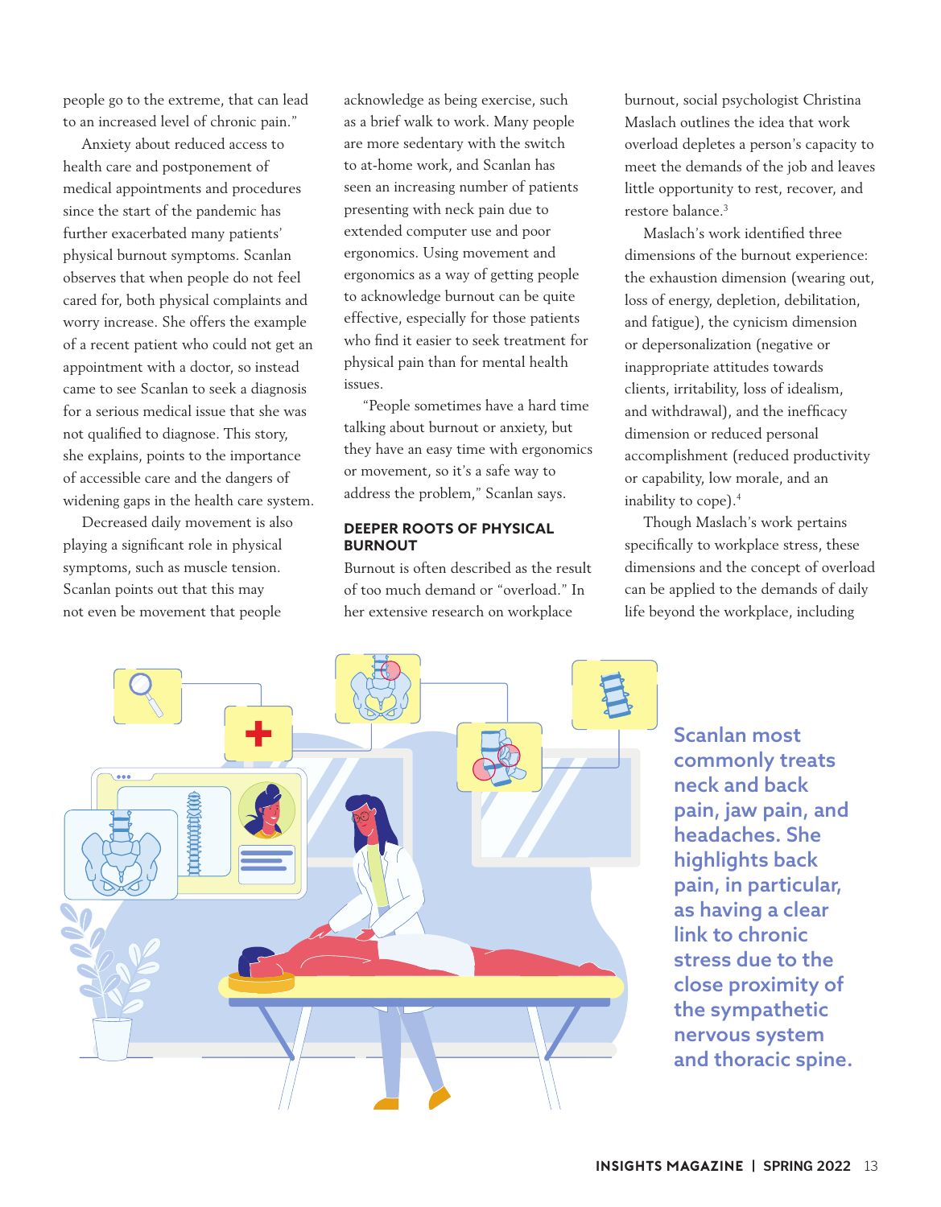people go to the extreme, that can lead to an increased level of chronic pain."

Anxiety about reduced access to health care and postponement of medical appointments and procedures since the start of the pandemic has further exacerbated many patients' physical burnout symptoms. Scanlan observes that when people do not feel cared for, both physical complaints and worry increase. She offers the example of a recent patient who could not get an appointment with a doctor, so instead came to see Scanlan to seek a diagnosis for a serious medical issue that she was not qualified to diagnose. This story, she explains, points to the importance of accessible care and the dangers of widening gaps in the health care system.

Decreased daily movement is also playing a significant role in physical symptoms, such as muscle tension. Scanlan points out that this may not even be movement that people acknowledge as being exercise, such as a brief walk to work. Many people are more sedentary with the switch to at-home work, and Scanlan has seen an increasing number of patients presenting with neck pain due to extended computer use and poor ergonomics. Using movement and ergonomics as a way of getting people to acknowledge burnout can be quite effective, especially for those patients who find it easier to seek treatment for physical pain than for mental health issues.

"People sometimes have a hard time talking about burnout or anxiety, but they have an easy time with ergonomics or movement, so it's a safe way to address the problem," Scanlan says.

## DEEPER ROOTS OF PHYSICAL BURNOUT

Burnout is often described as the result of too much demand or "overload." In her extensive research on workplace burnout, social psychologist Christina Maslach outlines the idea that work overload depletes a person's capacity to meet the demands of the job and leaves little opportunity to rest, recover, and restore balance.[3]

Maslach's work identified three dimensions of the burnout experience: the exhaustion dimension (wearing out, loss of energy, depletion, debilitation, and fatigue), the cynicism dimension or depersonalization (negative or inappropriate attitudes towards clients, irritability, loss of idealism, and withdrawal), and the inefficacy dimension or reduced personal accomplishment (reduced productivity or capability, low morale, and an inability to cope).[4]

Though Maslach's work pertains specifically to workplace stress, these dimensions and the concept of overload can be applied to the demands of daily life beyond the workplace, including

**Scanlan most commonly treats neck and back pain, jaw pain, and headaches. She highlights back pain, in particular, as having a clear link to chronic stress due to the close proximity of the sympathetic nervous system and thoracic spine.**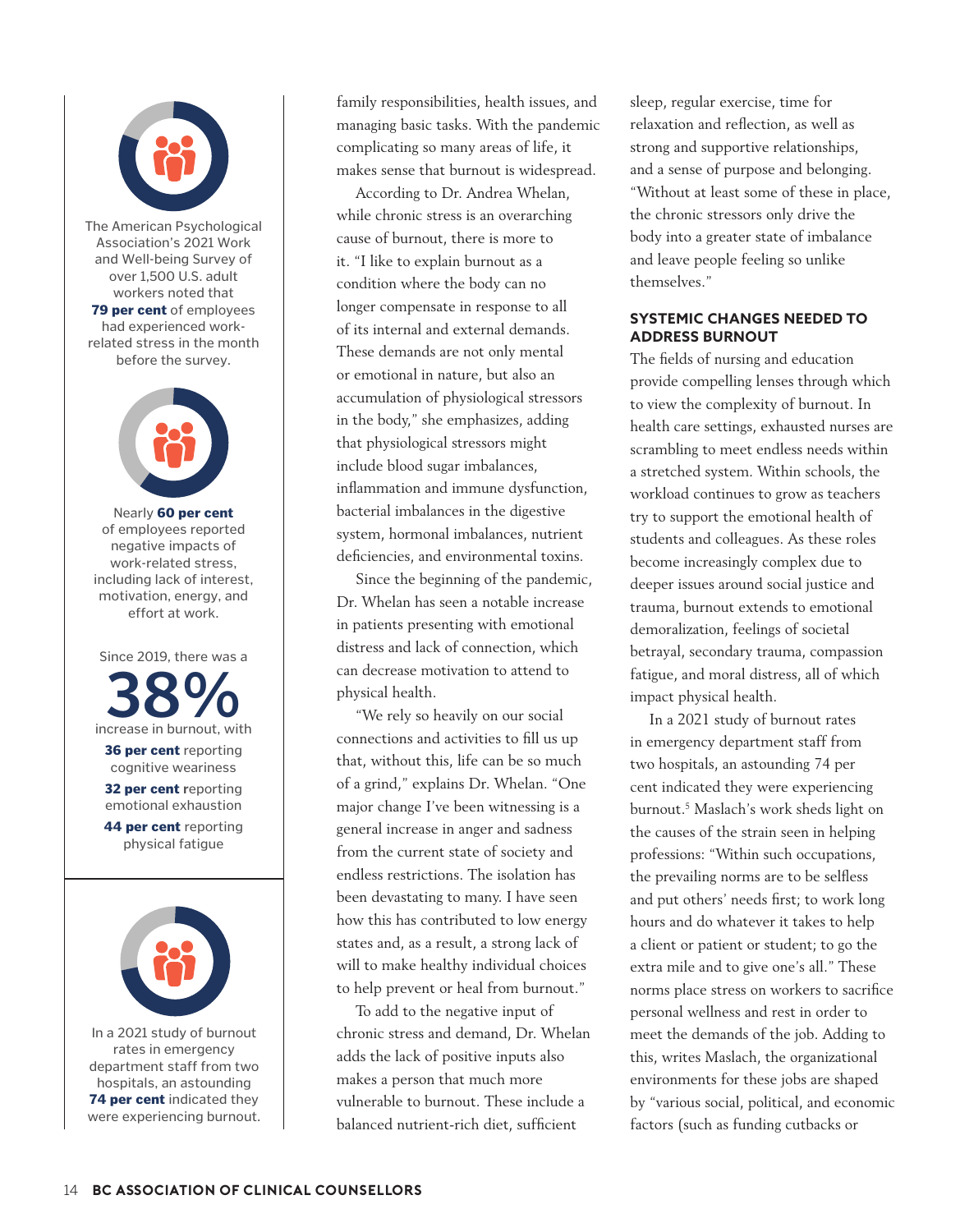The American Psychological Association's 2021 Work and Well-being Survey of over 1,500 U.S. adult workers noted that **79 per cent** of employees had experienced work-related stress in the month before the survey.

Nearly **60 per cent** of employees reported negative impacts of work-related stress, including lack of interest, motivation, energy, and effort at work.

Since 2019, there was a **38%** increase in burnout, with

**36 per cent** reporting cognitive weariness

**32 per cent** reporting emotional exhaustion

**44 per cent** reporting physical fatigue

In a 2021 study of burnout rates in emergency department staff from two hospitals, an astounding **74 per cent** indicated they were experiencing burnout.

family responsibilities, health issues, and managing basic tasks. With the pandemic complicating so many areas of life, it makes sense that burnout is widespread.

According to Dr. Andrea Whelan, while chronic stress is an overarching cause of burnout, there is more to it. "I like to explain burnout as a condition where the body can no longer compensate in response to all of its internal and external demands. These demands are not only mental or emotional in nature, but also an accumulation of physiological stressors in the body," she emphasizes, adding that physiological stressors might include blood sugar imbalances, inflammation and immune dysfunction, bacterial imbalances in the digestive system, hormonal imbalances, nutrient deficiencies, and environmental toxins.

Since the beginning of the pandemic, Dr. Whelan has seen a notable increase in patients presenting with emotional distress and lack of connection, which can decrease motivation to attend to physical health.

"We rely so heavily on our social connections and activities to fill us up that, without this, life can be so much of a grind," explains Dr. Whelan. "One major change I've been witnessing is a general increase in anger and sadness from the current state of society and endless restrictions. The isolation has been devastating to many. I have seen how this has contributed to low energy states and, as a result, a strong lack of will to make healthy individual choices to help prevent or heal from burnout."

To add to the negative input of chronic stress and demand, Dr. Whelan adds the lack of positive inputs also makes a person that much more vulnerable to burnout. These include a balanced nutrient-rich diet, sufficient sleep, regular exercise, time for relaxation and reflection, as well as strong and supportive relationships, and a sense of purpose and belonging. "Without at least some of these in place, the chronic stressors only drive the body into a greater state of imbalance and leave people feeling so unlike themselves."

## SYSTEMIC CHANGES NEEDED TO ADDRESS BURNOUT

The fields of nursing and education provide compelling lenses through which to view the complexity of burnout. In health care settings, exhausted nurses are scrambling to meet endless needs within a stretched system. Within schools, the workload continues to grow as teachers try to support the emotional health of students and colleagues. As these roles become increasingly complex due to deeper issues around social justice and trauma, burnout extends to emotional demoralization, feelings of societal betrayal, secondary trauma, compassion fatigue, and moral distress, all of which impact physical health.

In a 2021 study of burnout rates in emergency department staff from two hospitals, an astounding 74 per cent indicated they were experiencing burnout.[5] Maslach's work sheds light on the causes of the strain seen in helping professions: "Within such occupations, the prevailing norms are to be selfless and put others' needs first; to work long hours and do whatever it takes to help a client or patient or student; to go the extra mile and to give one's all." These norms place stress on workers to sacrifice personal wellness and rest in order to meet the demands of the job. Adding to this, writes Maslach, the organizational environments for these jobs are shaped by "various social, political, and economic factors (such as funding cutbacks or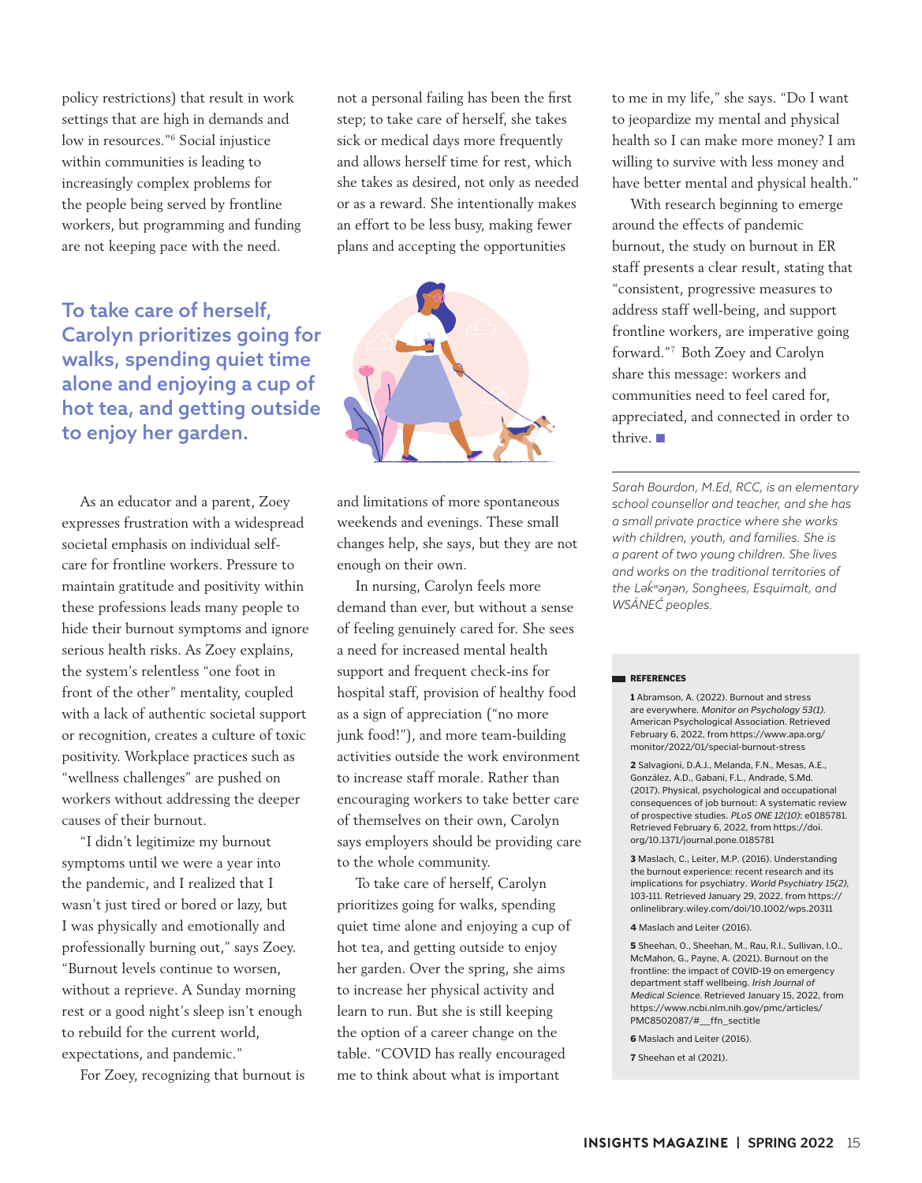policy restrictions) that result in work settings that are high in demands and low in resources."[6] Social injustice within communities is leading to increasingly complex problems for the people being served by frontline workers, but programming and funding are not keeping pace with the need.

**To take care of herself, Carolyn prioritizes going for walks, spending quiet time alone and enjoying a cup of hot tea, and getting outside to enjoy her garden.**

As an educator and a parent, Zoey expresses frustration with a widespread societal emphasis on individual self-care for frontline workers. Pressure to maintain gratitude and positivity within these professions leads many people to hide their burnout symptoms and ignore serious health risks. As Zoey explains, the system's relentless "one foot in front of the other" mentality, coupled with a lack of authentic societal support or recognition, creates a culture of toxic positivity. Workplace practices such as "wellness challenges" are pushed on workers without addressing the deeper causes of their burnout.

"I didn't legitimize my burnout symptoms until we were a year into the pandemic, and I realized that I wasn't just tired or bored or lazy, but I was physically and emotionally and professionally burning out," says Zoey. "Burnout levels continue to worsen, without a reprieve. A Sunday morning rest or a good night's sleep isn't enough to rebuild for the current world, expectations, and pandemic."

For Zoey, recognizing that burnout is not a personal failing has been the first step; to take care of herself, she takes sick or medical days more frequently and allows herself time for rest, which she takes as desired, not only as needed or as a reward. She intentionally makes an effort to be less busy, making fewer plans and accepting the opportunities and limitations of more spontaneous weekends and evenings. These small changes help, she says, but they are not enough on their own.

In nursing, Carolyn feels more demand than ever, but without a sense of feeling genuinely cared for. She sees a need for increased mental health support and frequent check-ins for hospital staff, provision of healthy food as a sign of appreciation ("no more junk food!"), and more team-building activities outside the work environment to increase staff morale. Rather than encouraging workers to take better care of themselves on their own, Carolyn says employers should be providing care to the whole community.

To take care of herself, Carolyn prioritizes going for walks, spending quiet time alone and enjoying a cup of hot tea, and getting outside to enjoy her garden. Over the spring, she aims to increase her physical activity and learn to run. But she is still keeping the option of a career change on the table. "COVID has really encouraged me to think about what is important to me in my life," she says. "Do I want to jeopardize my mental and physical health so I can make more money? I am willing to survive with less money and have better mental and physical health."

With research beginning to emerge around the effects of pandemic burnout, the study on burnout in ER staff presents a clear result, stating that "consistent, progressive measures to address staff well-being, and support frontline workers, are imperative going forward."[7] Both Zoey and Carolyn share this message: workers and communities need to feel cared for, appreciated, and connected in order to thrive. ■

---

*Sarah Bourdon, M.Ed, RCC, is an elementary school counsellor and teacher, and she has a small private practice where she works with children, youth, and families. She is a parent of two young children. She lives and works on the traditional territories of the Lək̓ʷəŋən, Songhees, Esquimalt, and WSÁNEĆ peoples.*

## REFERENCES

**1** Abramson, A. (2022). Burnout and stress are everywhere. *Monitor on Psychology 53(1)*. American Psychological Association. Retrieved February 6, 2022, from https://www.apa.org/monitor/2022/01/special-burnout-stress

**2** Salvagioni, D.A.J., Melanda, F.N., Mesas, A.E., González, A.D., Gabani, F.L., Andrade, S.M. (2017). Physical, psychological and occupational consequences of job burnout: A systematic review of prospective studies. *PLoS ONE 12(10)*: e0185781. Retrieved February 6, 2022, from https://doi.org/10.1371/journal.pone.0185781

**3** Maslach, C., Leiter, M.P. (2016). Understanding the burnout experience: recent research and its implications for psychiatry. *World Psychiatry 15(2)*, 103-111. Retrieved January 29, 2022, from https://onlinelibrary.wiley.com/doi/10.1002/wps.20311

**4** Maslach and Leiter (2016).

**5** Sheehan, O., Sheehan, M., Rau, R.I., Sullivan, I.O., McMahon, G., Payne, A. (2021). Burnout on the frontline: the impact of COVID-19 on emergency department staff wellbeing. *Irish Journal of Medical Science*. Retrieved January 15, 2022, from https://www.ncbi.nlm.nih.gov/pmc/articles/PMC8502087/#__ffn_sectitle

**6** Maslach and Leiter (2016).

**7** Sheehan et al (2021).